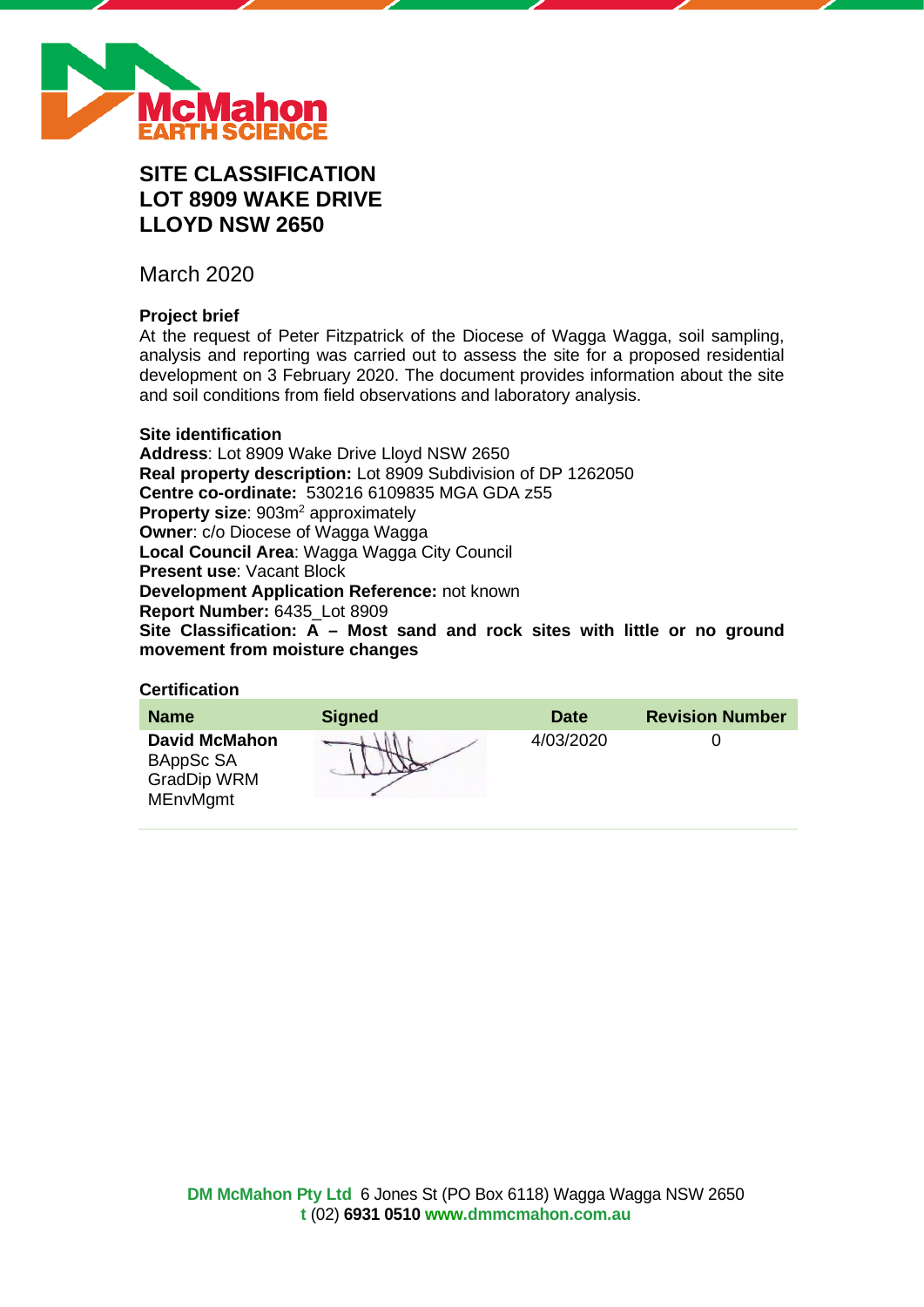# SITE CLASSIFICATION
# LOT 8909 WAKE DRIVE
# LLOYD NSW 2650

March 2020

### Project brief

At the request of Peter Fitzpatrick of the Diocese of Wagga Wagga, soil sampling, analysis and reporting was carried out to assess the site for a proposed residential development on 3 February 2020. The document provides information about the site and soil conditions from field observations and laboratory analysis.

### Site identification

**Address**: Lot 8909 Wake Drive Lloyd NSW 2650
**Real property description:** Lot 8909 Subdivision of DP 1262050
**Centre co-ordinate:** 530216 6109835 MGA GDA z55
**Property size**: 903m$^2$ approximately
**Owner**: c/o Diocese of Wagga Wagga
**Local Council Area**: Wagga Wagga City Council
**Present use**: Vacant Block
**Development Application Reference:** not known
**Report Number:** 6435_Lot 8909
**Site Classification: A – Most sand and rock sites with little or no ground movement from moisture changes**

### Certification

| Name | Signed | Date | Revision Number |
|---|---|---|---|
| **David McMahon** BAppSc SA GradDip WRM MEnvMgmt | | 4/03/2020 | 0 |

**DM McMahon Pty Ltd** 6 Jones St (PO Box 6118) Wagga Wagga NSW 2650
**t** (02) **6931 0510** **www.dmmcmahon.com.au**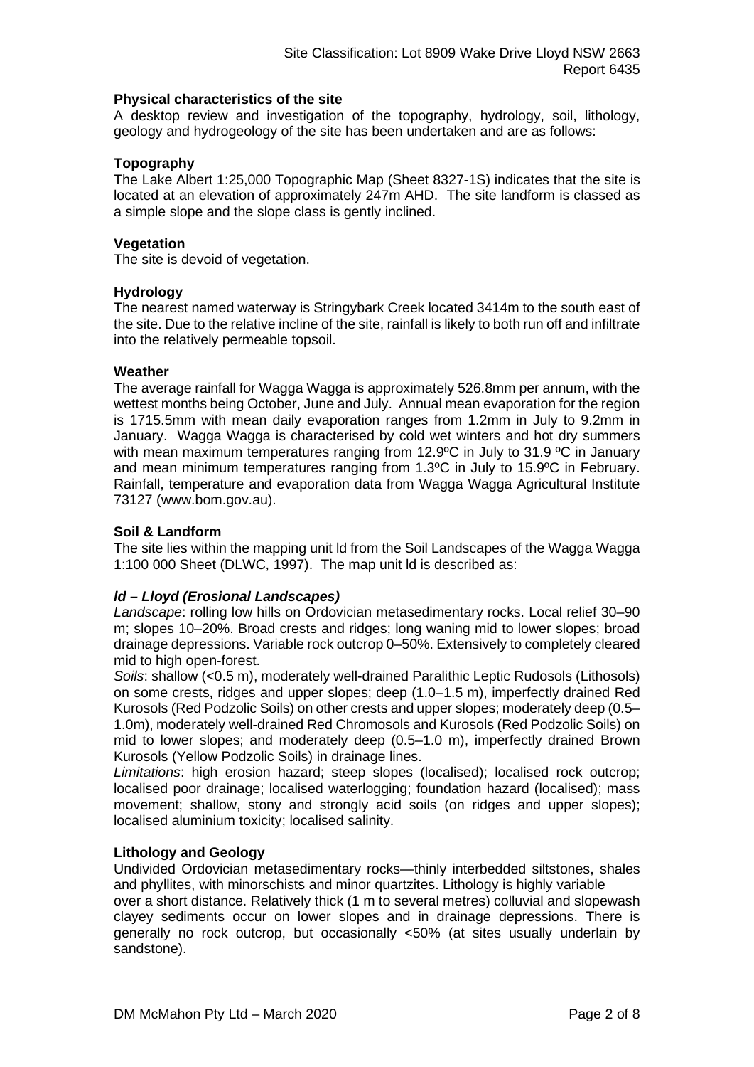## Physical characteristics of the site

A desktop review and investigation of the topography, hydrology, soil, lithology, geology and hydrogeology of the site has been undertaken and are as follows:

### Topography

The Lake Albert 1:25,000 Topographic Map (Sheet 8327-1S) indicates that the site is located at an elevation of approximately 247m AHD. The site landform is classed as a simple slope and the slope class is gently inclined.

### Vegetation

The site is devoid of vegetation.

### Hydrology

The nearest named waterway is Stringybark Creek located 3414m to the south east of the site. Due to the relative incline of the site, rainfall is likely to both run off and infiltrate into the relatively permeable topsoil.

### Weather

The average rainfall for Wagga Wagga is approximately 526.8mm per annum, with the wettest months being October, June and July. Annual mean evaporation for the region is 1715.5mm with mean daily evaporation ranges from 1.2mm in July to 9.2mm in January. Wagga Wagga is characterised by cold wet winters and hot dry summers with mean maximum temperatures ranging from 12.9ºC in July to 31.9 ºC in January and mean minimum temperatures ranging from 1.3ºC in July to 15.9ºC in February. Rainfall, temperature and evaporation data from Wagga Wagga Agricultural Institute 73127 (www.bom.gov.au).

### Soil & Landform

The site lies within the mapping unit ld from the Soil Landscapes of the Wagga Wagga 1:100 000 Sheet (DLWC, 1997). The map unit ld is described as:

#### *ld – Lloyd (Erosional Landscapes)*

*Landscape*: rolling low hills on Ordovician metasedimentary rocks. Local relief 30–90 m; slopes 10–20%. Broad crests and ridges; long waning mid to lower slopes; broad drainage depressions. Variable rock outcrop 0–50%. Extensively to completely cleared mid to high open-forest.

*Soils*: shallow (<0.5 m), moderately well-drained Paralithic Leptic Rudosols (Lithosols) on some crests, ridges and upper slopes; deep (1.0–1.5 m), imperfectly drained Red Kurosols (Red Podzolic Soils) on other crests and upper slopes; moderately deep (0.5–1.0m), moderately well-drained Red Chromosols and Kurosols (Red Podzolic Soils) on mid to lower slopes; and moderately deep (0.5–1.0 m), imperfectly drained Brown Kurosols (Yellow Podzolic Soils) in drainage lines.

*Limitations*: high erosion hazard; steep slopes (localised); localised rock outcrop; localised poor drainage; localised waterlogging; foundation hazard (localised); mass movement; shallow, stony and strongly acid soils (on ridges and upper slopes); localised aluminium toxicity; localised salinity.

### Lithology and Geology

Undivided Ordovician metasedimentary rocks—thinly interbedded siltstones, shales and phyllites, with minorschists and minor quartzites. Lithology is highly variable over a short distance. Relatively thick (1 m to several metres) colluvial and slopewash clayey sediments occur on lower slopes and in drainage depressions. There is generally no rock outcrop, but occasionally <50% (at sites usually underlain by sandstone).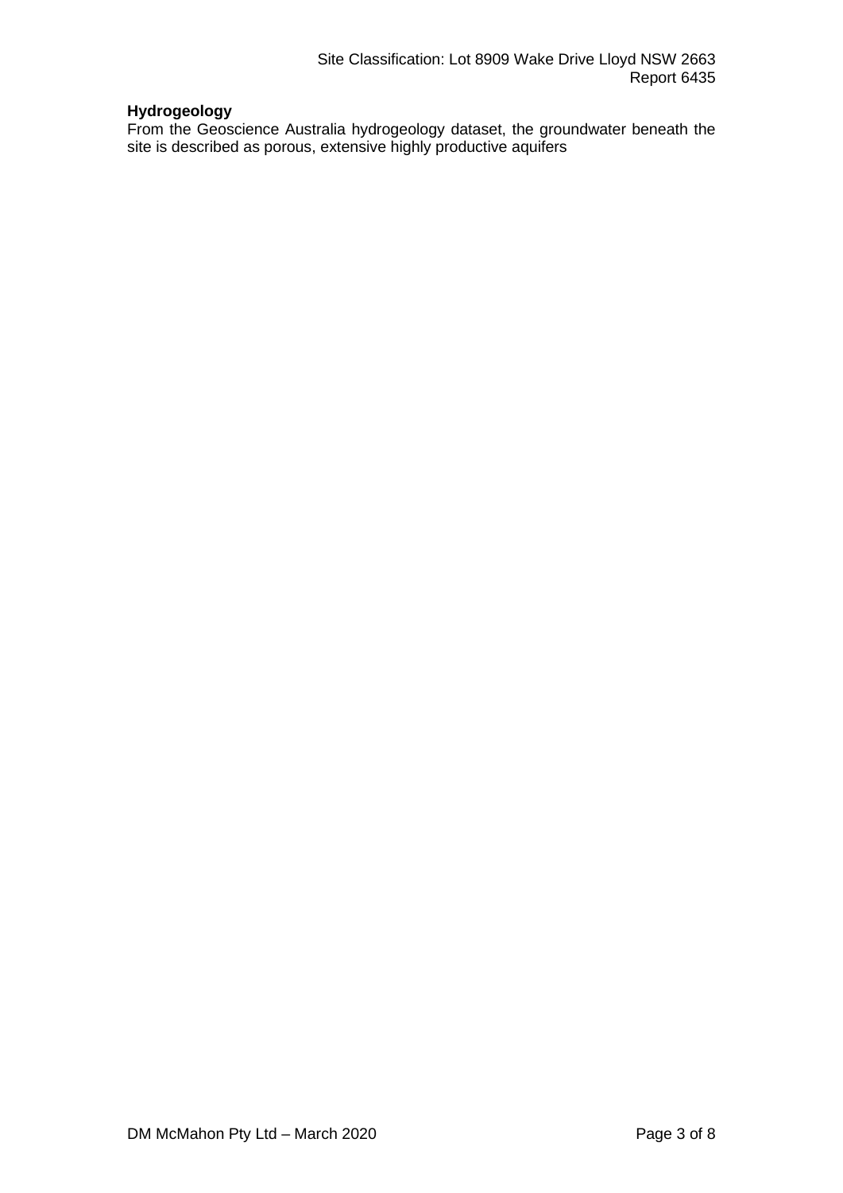**Hydrogeology**

From the Geoscience Australia hydrogeology dataset, the groundwater beneath the site is described as porous, extensive highly productive aquifers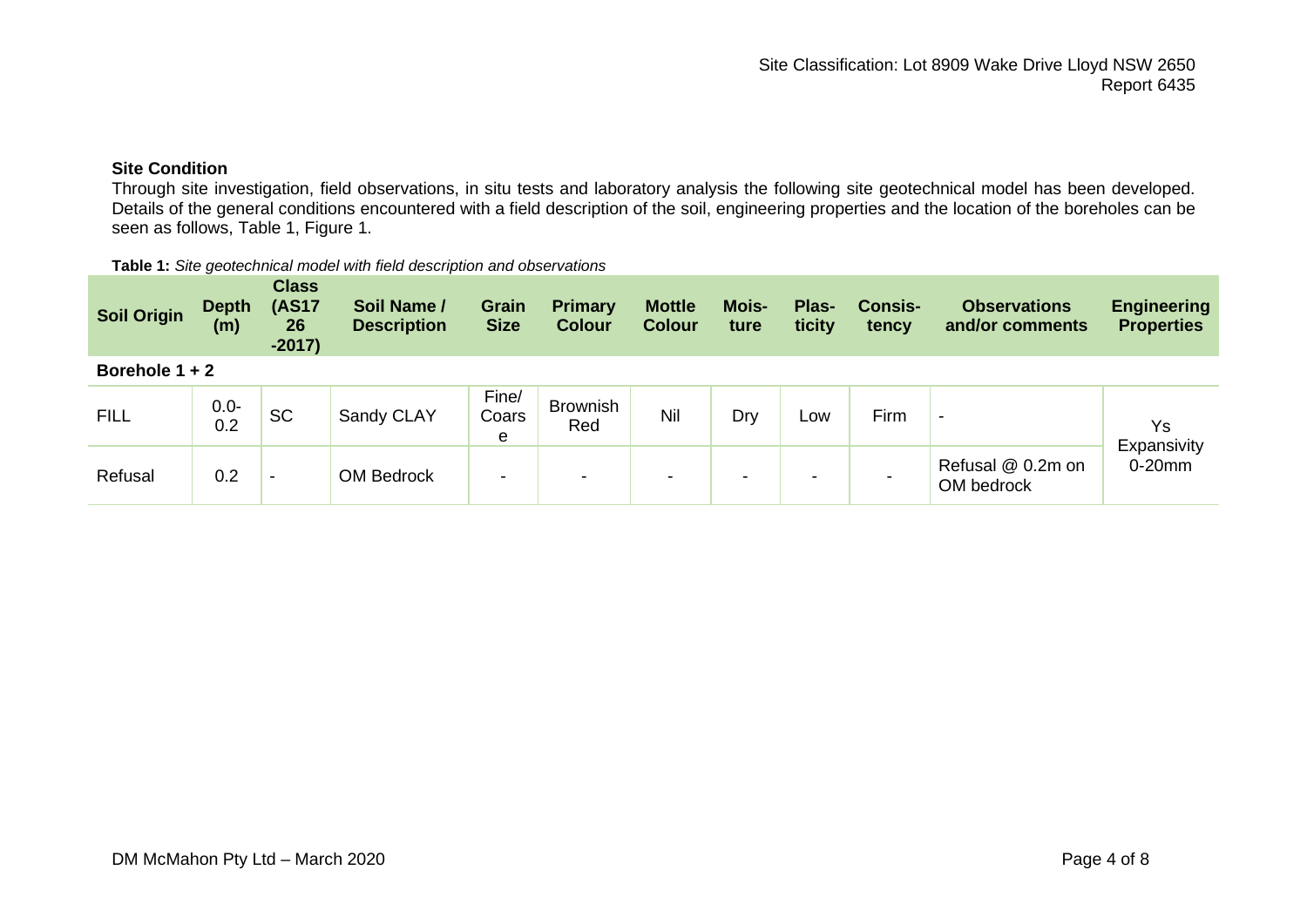### Site Condition

Through site investigation, field observations, in situ tests and laboratory analysis the following site geotechnical model has been developed. Details of the general conditions encountered with a field description of the soil, engineering properties and the location of the boreholes can be seen as follows, Table 1, Figure 1.

**Table 1:** *Site geotechnical model with field description and observations*

| Soil Origin | Depth (m) | Class (AS1726-2017) | Soil Name / Description | Grain Size | Primary Colour | Mottle Colour | Moisture | Plasticity | Consistency | Observations and/or comments | Engineering Properties |
|---|---|---|---|---|---|---|---|---|---|---|---|
| **Borehole 1 + 2** | | | | | | | | | | | |
| FILL | 0.0-0.2 | SC | Sandy CLAY | Fine/ Coarse | Brownish Red | Nil | Dry | Low | Firm | - | Ys Expansivity 0-20mm |
| Refusal | 0.2 | - | OM Bedrock | - | - | - | - | - | - | Refusal @ 0.2m on OM bedrock | |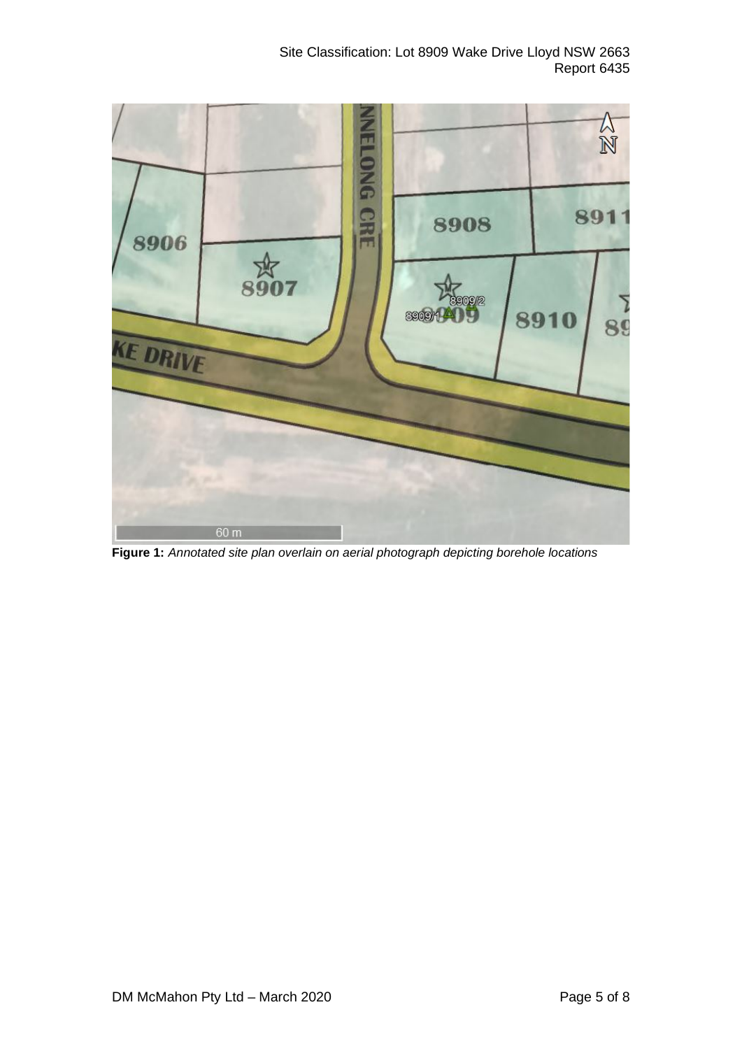**Figure 1:** *Annotated site plan overlain on aerial photograph depicting borehole locations*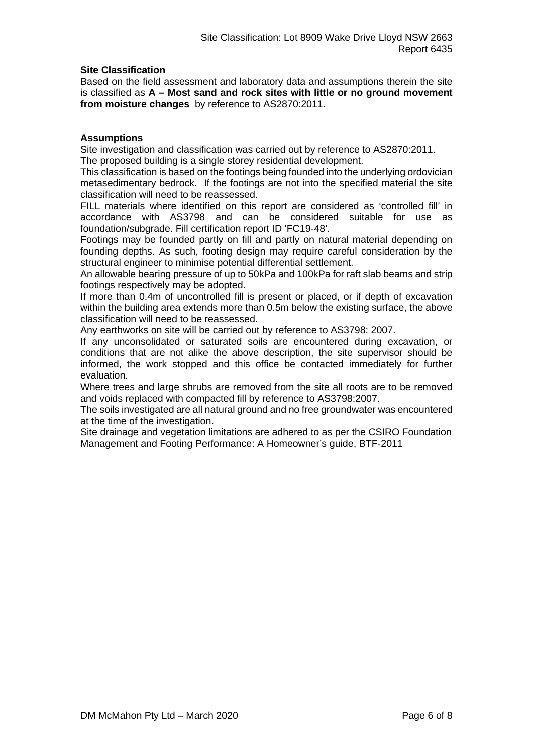## Site Classification

Based on the field assessment and laboratory data and assumptions therein the site is classified as **A – Most sand and rock sites with little or no ground movement from moisture changes** by reference to AS2870:2011.

## Assumptions

Site investigation and classification was carried out by reference to AS2870:2011.

The proposed building is a single storey residential development.

This classification is based on the footings being founded into the underlying ordovician metasedimentary bedrock. If the footings are not into the specified material the site classification will need to be reassessed.

FILL materials where identified on this report are considered as 'controlled fill' in accordance with AS3798 and can be considered suitable for use as foundation/subgrade. Fill certification report ID 'FC19-48'.

Footings may be founded partly on fill and partly on natural material depending on founding depths. As such, footing design may require careful consideration by the structural engineer to minimise potential differential settlement.

An allowable bearing pressure of up to 50kPa and 100kPa for raft slab beams and strip footings respectively may be adopted.

If more than 0.4m of uncontrolled fill is present or placed, or if depth of excavation within the building area extends more than 0.5m below the existing surface, the above classification will need to be reassessed.

Any earthworks on site will be carried out by reference to AS3798: 2007.

If any unconsolidated or saturated soils are encountered during excavation, or conditions that are not alike the above description, the site supervisor should be informed, the work stopped and this office be contacted immediately for further evaluation.

Where trees and large shrubs are removed from the site all roots are to be removed and voids replaced with compacted fill by reference to AS3798:2007.

The soils investigated are all natural ground and no free groundwater was encountered at the time of the investigation.

Site drainage and vegetation limitations are adhered to as per the CSIRO Foundation Management and Footing Performance: A Homeowner's guide, BTF-2011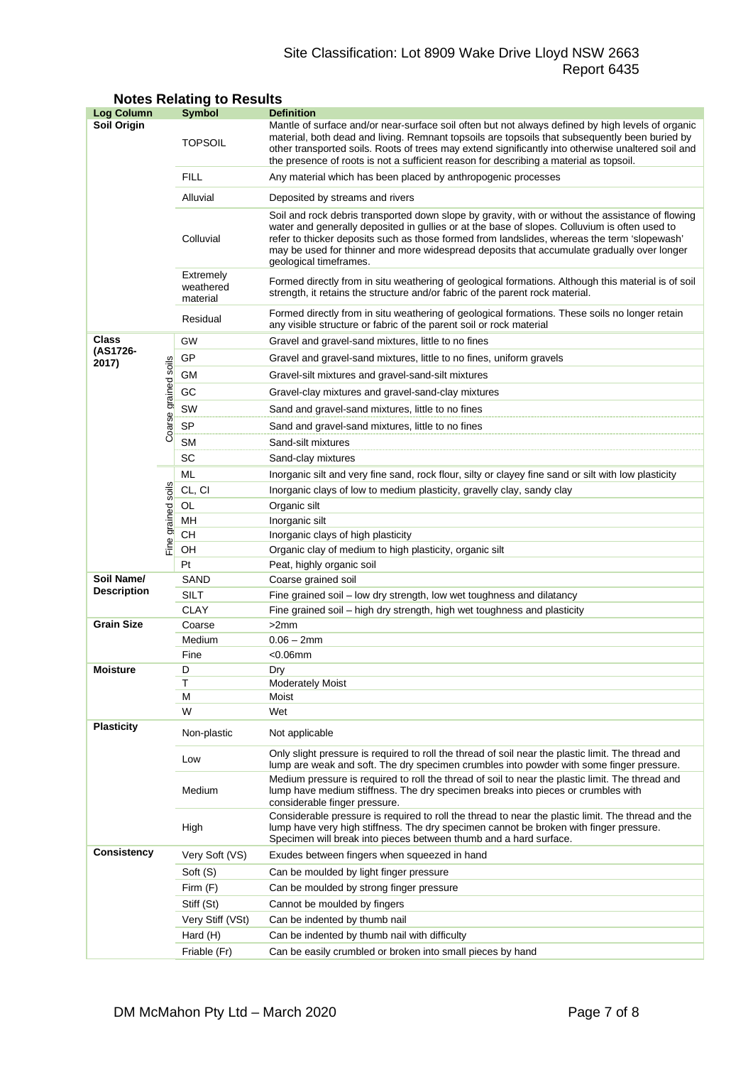## Notes Relating to Results

| Log Column | | Symbol | Definition |
|---|---|---|---|
| **Soil Origin** | | TOPSOIL | Mantle of surface and/or near-surface soil often but not always defined by high levels of organic material, both dead and living. Remnant topsoils are topsoils that subsequently been buried by other transported soils. Roots of trees may extend significantly into otherwise unaltered soil and the presence of roots is not a sufficient reason for describing a material as topsoil. |
| | | FILL | Any material which has been placed by anthropogenic processes |
| | | Alluvial | Deposited by streams and rivers |
| | | Colluvial | Soil and rock debris transported down slope by gravity, with or without the assistance of flowing water and generally deposited in gullies or at the base of slopes. Colluvium is often used to refer to thicker deposits such as those formed from landslides, whereas the term 'slopewash' may be used for thinner and more widespread deposits that accumulate gradually over longer geological timeframes. |
| | | Extremely weathered material | Formed directly from in situ weathering of geological formations. Although this material is of soil strength, it retains the structure and/or fabric of the parent rock material. |
| | | Residual | Formed directly from in situ weathering of geological formations. These soils no longer retain any visible structure or fabric of the parent soil or rock material |
| **Class (AS1726-2017)** | Coarse grained soils | GW | Gravel and gravel-sand mixtures, little to no fines |
| | | GP | Gravel and gravel-sand mixtures, little to no fines, uniform gravels |
| | | GM | Gravel-silt mixtures and gravel-sand-silt mixtures |
| | | GC | Gravel-clay mixtures and gravel-sand-clay mixtures |
| | | SW | Sand and gravel-sand mixtures, little to no fines |
| | | SP | Sand and gravel-sand mixtures, little to no fines |
| | | SM | Sand-silt mixtures |
| | | SC | Sand-clay mixtures |
| | Fine grained soils | ML | Inorganic silt and very fine sand, rock flour, silty or clayey fine sand or silt with low plasticity |
| | | CL, CI | Inorganic clays of low to medium plasticity, gravelly clay, sandy clay |
| | | OL | Organic silt |
| | | MH | Inorganic silt |
| | | CH | Inorganic clays of high plasticity |
| | | OH | Organic clay of medium to high plasticity, organic silt |
| | | Pt | Peat, highly organic soil |
| **Soil Name/ Description** | | SAND | Coarse grained soil |
| | | SILT | Fine grained soil – low dry strength, low wet toughness and dilatancy |
| | | CLAY | Fine grained soil – high dry strength, high wet toughness and plasticity |
| **Grain Size** | | Coarse | >2mm |
| | | Medium | 0.06 – 2mm |
| | | Fine | <0.06mm |
| **Moisture** | | D | Dry |
| | | T | Moderately Moist |
| | | M | Moist |
| | | W | Wet |
| **Plasticity** | | Non-plastic | Not applicable |
| | | Low | Only slight pressure is required to roll the thread of soil near the plastic limit. The thread and lump are weak and soft. The dry specimen crumbles into powder with some finger pressure. |
| | | Medium | Medium pressure is required to roll the thread of soil to near the plastic limit. The thread and lump have medium stiffness. The dry specimen breaks into pieces or crumbles with considerable finger pressure. |
| | | High | Considerable pressure is required to roll the thread to near the plastic limit. The thread and the lump have very high stiffness. The dry specimen cannot be broken with finger pressure. Specimen will break into pieces between thumb and a hard surface. |
| **Consistency** | | Very Soft (VS) | Exudes between fingers when squeezed in hand |
| | | Soft (S) | Can be moulded by light finger pressure |
| | | Firm (F) | Can be moulded by strong finger pressure |
| | | Stiff (St) | Cannot be moulded by fingers |
| | | Very Stiff (VSt) | Can be indented by thumb nail |
| | | Hard (H) | Can be indented by thumb nail with difficulty |
| | | Friable (Fr) | Can be easily crumbled or broken into small pieces by hand |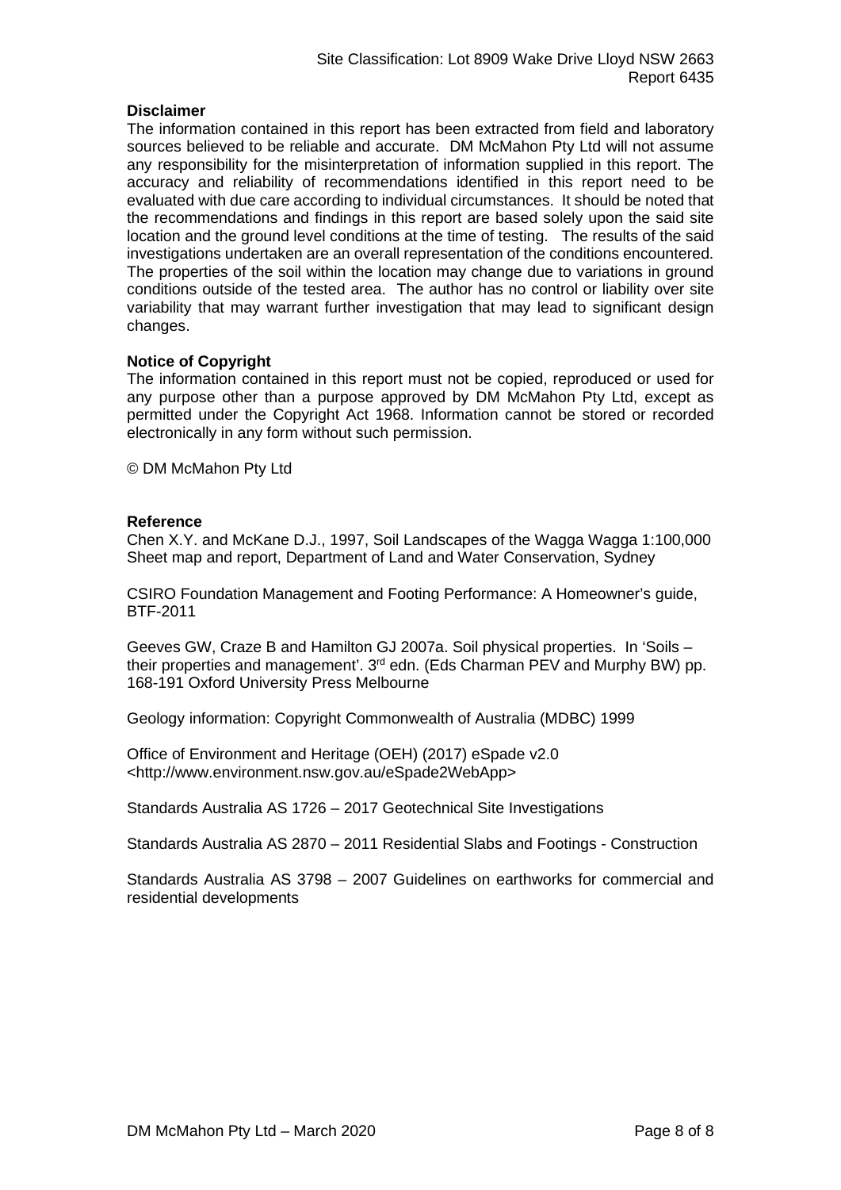**Disclaimer**

The information contained in this report has been extracted from field and laboratory sources believed to be reliable and accurate. DM McMahon Pty Ltd will not assume any responsibility for the misinterpretation of information supplied in this report. The accuracy and reliability of recommendations identified in this report need to be evaluated with due care according to individual circumstances. It should be noted that the recommendations and findings in this report are based solely upon the said site location and the ground level conditions at the time of testing. The results of the said investigations undertaken are an overall representation of the conditions encountered. The properties of the soil within the location may change due to variations in ground conditions outside of the tested area. The author has no control or liability over site variability that may warrant further investigation that may lead to significant design changes.

**Notice of Copyright**

The information contained in this report must not be copied, reproduced or used for any purpose other than a purpose approved by DM McMahon Pty Ltd, except as permitted under the Copyright Act 1968. Information cannot be stored or recorded electronically in any form without such permission.

© DM McMahon Pty Ltd

**Reference**

Chen X.Y. and McKane D.J., 1997, Soil Landscapes of the Wagga Wagga 1:100,000 Sheet map and report, Department of Land and Water Conservation, Sydney

CSIRO Foundation Management and Footing Performance: A Homeowner's guide, BTF-2011

Geeves GW, Craze B and Hamilton GJ 2007a. Soil physical properties. In 'Soils – their properties and management'. 3rd edn. (Eds Charman PEV and Murphy BW) pp. 168-191 Oxford University Press Melbourne

Geology information: Copyright Commonwealth of Australia (MDBC) 1999

Office of Environment and Heritage (OEH) (2017) eSpade v2.0 <http://www.environment.nsw.gov.au/eSpade2WebApp>

Standards Australia AS 1726 – 2017 Geotechnical Site Investigations

Standards Australia AS 2870 – 2011 Residential Slabs and Footings - Construction

Standards Australia AS 3798 – 2007 Guidelines on earthworks for commercial and residential developments